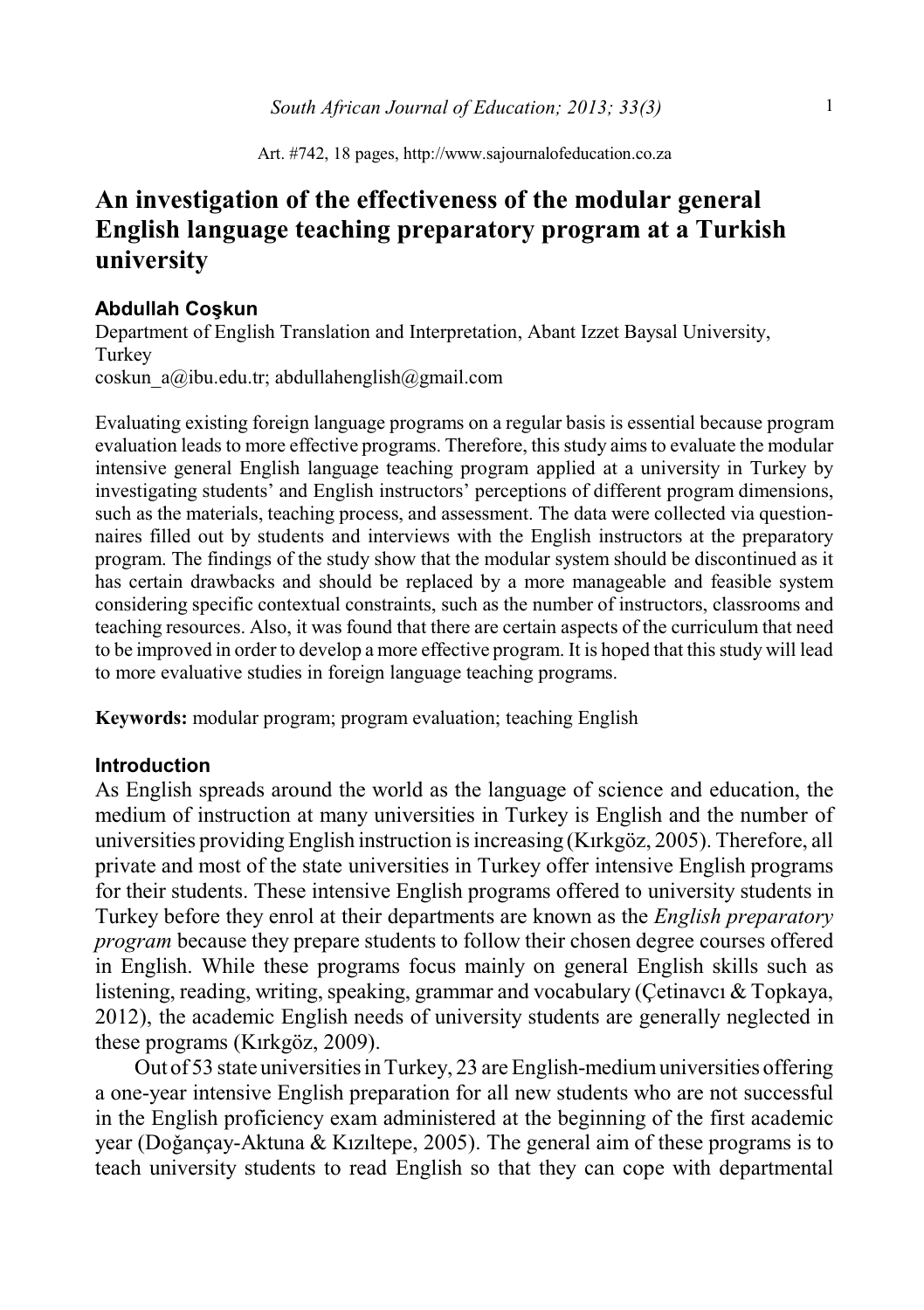# An investigation of the effectiveness of the modular general English language teaching preparatory program at a Turkish university

**Abdullah Coşkun**
Department of English Translation and Interpretation, Abant Izzet Baysal University, Turkey
coskun_a@ibu.edu.tr; abdullahenglish@gmail.com

Evaluating existing foreign language programs on a regular basis is essential because program evaluation leads to more effective programs. Therefore, this study aims to evaluate the modular intensive general English language teaching program applied at a university in Turkey by investigating students' and English instructors' perceptions of different program dimensions, such as the materials, teaching process, and assessment. The data were collected via questionnaires filled out by students and interviews with the English instructors at the preparatory program. The findings of the study show that the modular system should be discontinued as it has certain drawbacks and should be replaced by a more manageable and feasible system considering specific contextual constraints, such as the number of instructors, classrooms and teaching resources. Also, it was found that there are certain aspects of the curriculum that need to be improved in order to develop a more effective program. It is hoped that this study will lead to more evaluative studies in foreign language teaching programs.

**Keywords:** modular program; program evaluation; teaching English

## Introduction

As English spreads around the world as the language of science and education, the medium of instruction at many universities in Turkey is English and the number of universities providing English instruction is increasing (Kırkgöz, 2005). Therefore, all private and most of the state universities in Turkey offer intensive English programs for their students. These intensive English programs offered to university students in Turkey before they enrol at their departments are known as the *English preparatory program* because they prepare students to follow their chosen degree courses offered in English. While these programs focus mainly on general English skills such as listening, reading, writing, speaking, grammar and vocabulary (Çetinavcı & Topkaya, 2012), the academic English needs of university students are generally neglected in these programs (Kırkgöz, 2009).

Out of 53 state universities in Turkey, 23 are English-medium universities offering a one-year intensive English preparation for all new students who are not successful in the English proficiency exam administered at the beginning of the first academic year (Doğançay-Aktuna & Kızıltepe, 2005). The general aim of these programs is to teach university students to read English so that they can cope with departmental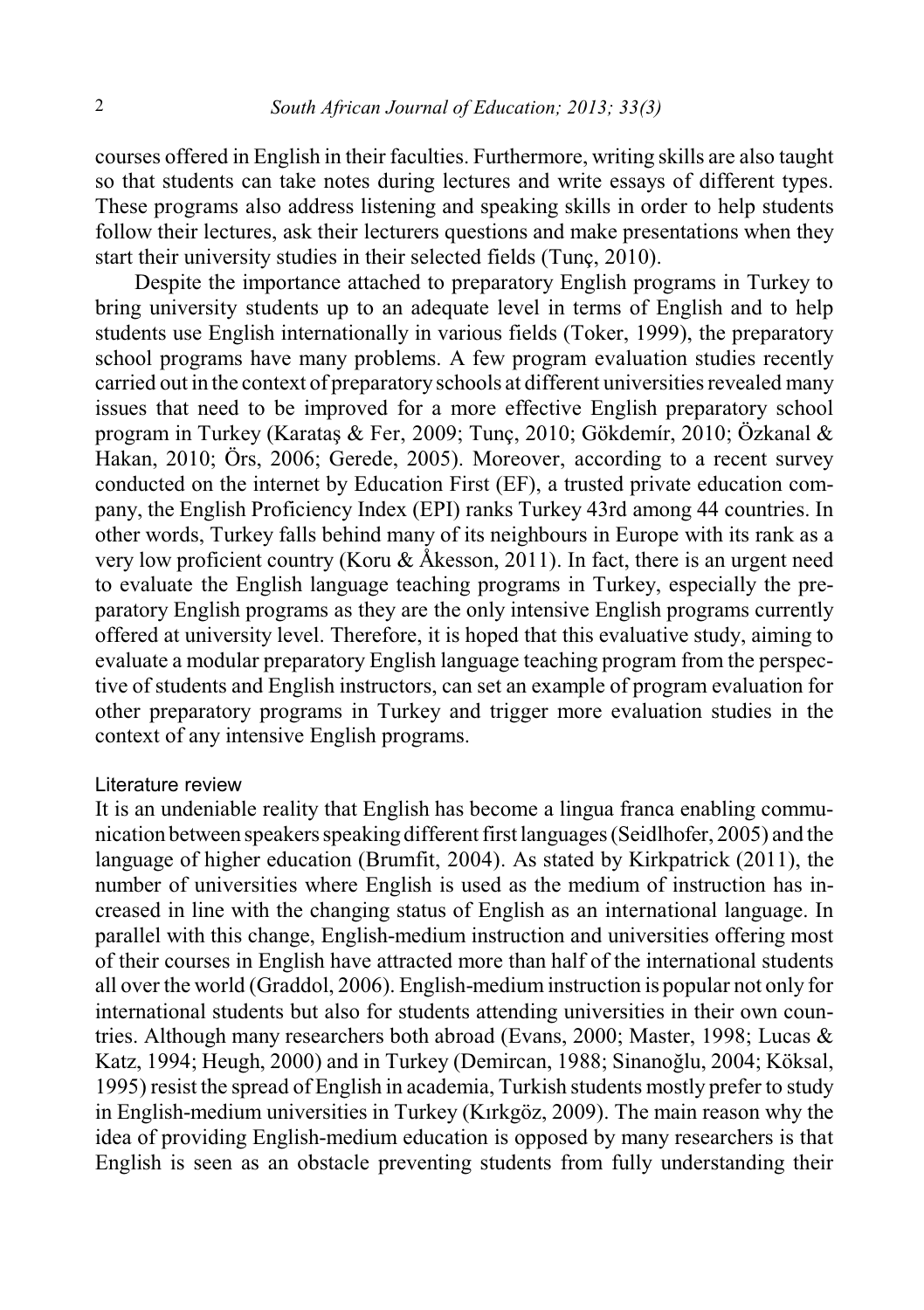courses offered in English in their faculties. Furthermore, writing skills are also taught so that students can take notes during lectures and write essays of different types. These programs also address listening and speaking skills in order to help students follow their lectures, ask their lecturers questions and make presentations when they start their university studies in their selected fields (Tunç, 2010).

Despite the importance attached to preparatory English programs in Turkey to bring university students up to an adequate level in terms of English and to help students use English internationally in various fields (Toker, 1999), the preparatory school programs have many problems. A few program evaluation studies recently carried out in the context of preparatory schools at different universities revealed many issues that need to be improved for a more effective English preparatory school program in Turkey (Karataş & Fer, 2009; Tunç, 2010; Gökdemír, 2010; Özkanal & Hakan, 2010; Örs, 2006; Gerede, 2005). Moreover, according to a recent survey conducted on the internet by Education First (EF), a trusted private education company, the English Proficiency Index (EPI) ranks Turkey 43rd among 44 countries. In other words, Turkey falls behind many of its neighbours in Europe with its rank as a very low proficient country (Koru & Åkesson, 2011). In fact, there is an urgent need to evaluate the English language teaching programs in Turkey, especially the preparatory English programs as they are the only intensive English programs currently offered at university level. Therefore, it is hoped that this evaluative study, aiming to evaluate a modular preparatory English language teaching program from the perspective of students and English instructors, can set an example of program evaluation for other preparatory programs in Turkey and trigger more evaluation studies in the context of any intensive English programs.

## Literature review

It is an undeniable reality that English has become a lingua franca enabling communication between speakers speaking different first languages (Seidlhofer, 2005) and the language of higher education (Brumfit, 2004). As stated by Kirkpatrick (2011), the number of universities where English is used as the medium of instruction has increased in line with the changing status of English as an international language. In parallel with this change, English-medium instruction and universities offering most of their courses in English have attracted more than half of the international students all over the world (Graddol, 2006). English-medium instruction is popular not only for international students but also for students attending universities in their own countries. Although many researchers both abroad (Evans, 2000; Master, 1998; Lucas & Katz, 1994; Heugh, 2000) and in Turkey (Demircan, 1988; Sinanoğlu, 2004; Köksal, 1995) resist the spread of English in academia, Turkish students mostly prefer to study in English-medium universities in Turkey (Kırkgöz, 2009). The main reason why the idea of providing English-medium education is opposed by many researchers is that English is seen as an obstacle preventing students from fully understanding their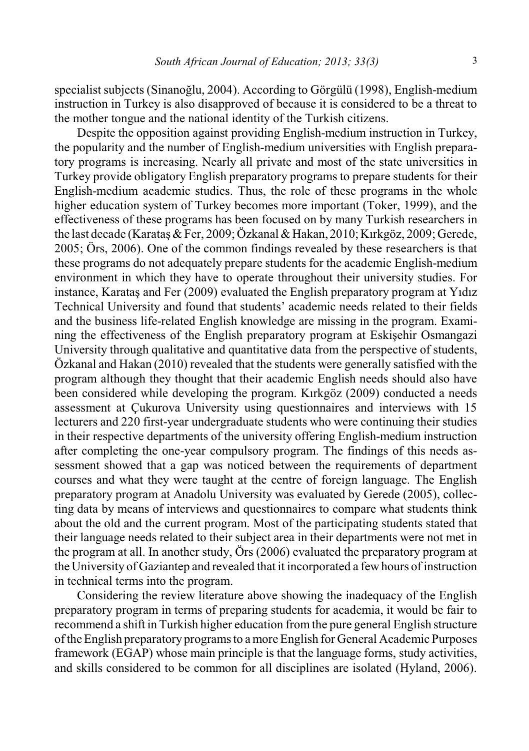specialist subjects (Sinanoğlu, 2004). According to Görgülü (1998), English-medium instruction in Turkey is also disapproved of because it is considered to be a threat to the mother tongue and the national identity of the Turkish citizens.

Despite the opposition against providing English-medium instruction in Turkey, the popularity and the number of English-medium universities with English preparatory programs is increasing. Nearly all private and most of the state universities in Turkey provide obligatory English preparatory programs to prepare students for their English-medium academic studies. Thus, the role of these programs in the whole higher education system of Turkey becomes more important (Toker, 1999), and the effectiveness of these programs has been focused on by many Turkish researchers in the last decade (Karataş & Fer, 2009; Özkanal & Hakan, 2010; Kırkgöz, 2009; Gerede, 2005; Örs, 2006). One of the common findings revealed by these researchers is that these programs do not adequately prepare students for the academic English-medium environment in which they have to operate throughout their university studies. For instance, Karataş and Fer (2009) evaluated the English preparatory program at Yıdız Technical University and found that students' academic needs related to their fields and the business life-related English knowledge are missing in the program. Examining the effectiveness of the English preparatory program at Eskişehir Osmangazi University through qualitative and quantitative data from the perspective of students, Özkanal and Hakan (2010) revealed that the students were generally satisfied with the program although they thought that their academic English needs should also have been considered while developing the program. Kırkgöz (2009) conducted a needs assessment at Çukurova University using questionnaires and interviews with 15 lecturers and 220 first-year undergraduate students who were continuing their studies in their respective departments of the university offering English-medium instruction after completing the one-year compulsory program. The findings of this needs assessment showed that a gap was noticed between the requirements of department courses and what they were taught at the centre of foreign language. The English preparatory program at Anadolu University was evaluated by Gerede (2005), collecting data by means of interviews and questionnaires to compare what students think about the old and the current program. Most of the participating students stated that their language needs related to their subject area in their departments were not met in the program at all. In another study, Örs (2006) evaluated the preparatory program at the University of Gaziantep and revealed that it incorporated a few hours of instruction in technical terms into the program.

Considering the review literature above showing the inadequacy of the English preparatory program in terms of preparing students for academia, it would be fair to recommend a shift in Turkish higher education from the pure general English structure of the English preparatory programs to a more English for General Academic Purposes framework (EGAP) whose main principle is that the language forms, study activities, and skills considered to be common for all disciplines are isolated (Hyland, 2006).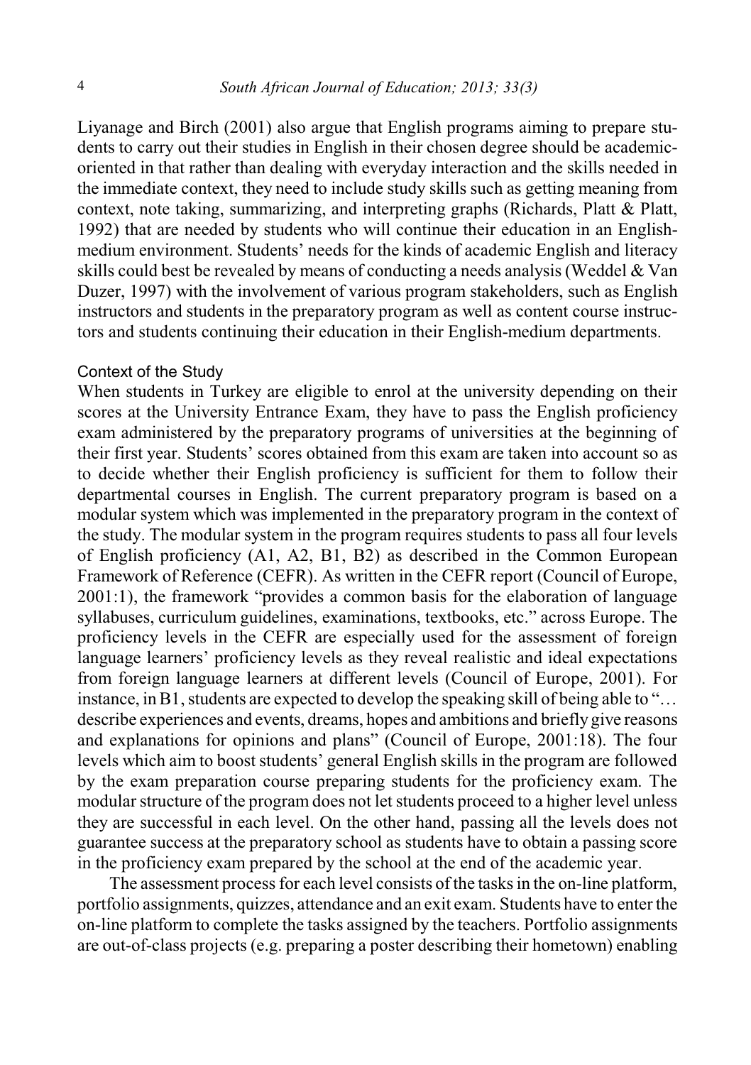Liyanage and Birch (2001) also argue that English programs aiming to prepare students to carry out their studies in English in their chosen degree should be academic-oriented in that rather than dealing with everyday interaction and the skills needed in the immediate context, they need to include study skills such as getting meaning from context, note taking, summarizing, and interpreting graphs (Richards, Platt & Platt, 1992) that are needed by students who will continue their education in an English-medium environment. Students' needs for the kinds of academic English and literacy skills could best be revealed by means of conducting a needs analysis (Weddel & Van Duzer, 1997) with the involvement of various program stakeholders, such as English instructors and students in the preparatory program as well as content course instructors and students continuing their education in their English-medium departments.

### Context of the Study

When students in Turkey are eligible to enrol at the university depending on their scores at the University Entrance Exam, they have to pass the English proficiency exam administered by the preparatory programs of universities at the beginning of their first year. Students' scores obtained from this exam are taken into account so as to decide whether their English proficiency is sufficient for them to follow their departmental courses in English. The current preparatory program is based on a modular system which was implemented in the preparatory program in the context of the study. The modular system in the program requires students to pass all four levels of English proficiency (A1, A2, B1, B2) as described in the Common European Framework of Reference (CEFR). As written in the CEFR report (Council of Europe, 2001:1), the framework "provides a common basis for the elaboration of language syllabuses, curriculum guidelines, examinations, textbooks, etc." across Europe. The proficiency levels in the CEFR are especially used for the assessment of foreign language learners' proficiency levels as they reveal realistic and ideal expectations from foreign language learners at different levels (Council of Europe, 2001). For instance, in B1, students are expected to develop the speaking skill of being able to "… describe experiences and events, dreams, hopes and ambitions and briefly give reasons and explanations for opinions and plans" (Council of Europe, 2001:18). The four levels which aim to boost students' general English skills in the program are followed by the exam preparation course preparing students for the proficiency exam. The modular structure of the program does not let students proceed to a higher level unless they are successful in each level. On the other hand, passing all the levels does not guarantee success at the preparatory school as students have to obtain a passing score in the proficiency exam prepared by the school at the end of the academic year.

The assessment process for each level consists of the tasks in the on-line platform, portfolio assignments, quizzes, attendance and an exit exam. Students have to enter the on-line platform to complete the tasks assigned by the teachers. Portfolio assignments are out-of-class projects (e.g. preparing a poster describing their hometown) enabling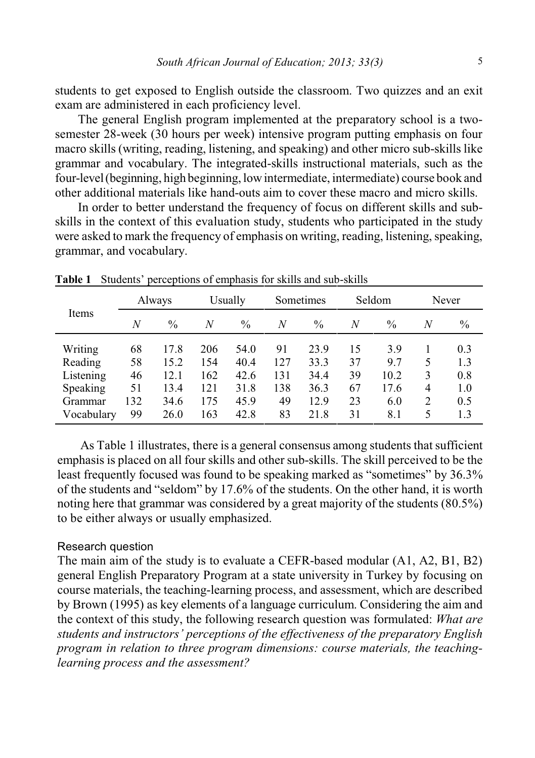students to get exposed to English outside the classroom. Two quizzes and an exit exam are administered in each proficiency level.

The general English program implemented at the preparatory school is a two-semester 28-week (30 hours per week) intensive program putting emphasis on four macro skills (writing, reading, listening, and speaking) and other micro sub-skills like grammar and vocabulary. The integrated-skills instructional materials, such as the four-level (beginning, high beginning, low intermediate, intermediate) course book and other additional materials like hand-outs aim to cover these macro and micro skills.

In order to better understand the frequency of focus on different skills and sub-skills in the context of this evaluation study, students who participated in the study were asked to mark the frequency of emphasis on writing, reading, listening, speaking, grammar, and vocabulary.

**Table 1** Students' perceptions of emphasis for skills and sub-skills

| Items | Always | | Usually | | Sometimes | | Seldom | | Never | |
|---|---|---|---|---|---|---|---|---|---|---|
| | *N* | % | *N* | % | *N* | % | *N* | % | *N* | % |
| Writing | 68 | 17.8 | 206 | 54.0 | 91 | 23.9 | 15 | 3.9 | 1 | 0.3 |
| Reading | 58 | 15.2 | 154 | 40.4 | 127 | 33.3 | 37 | 9.7 | 5 | 1.3 |
| Listening | 46 | 12.1 | 162 | 42.6 | 131 | 34.4 | 39 | 10.2 | 3 | 0.8 |
| Speaking | 51 | 13.4 | 121 | 31.8 | 138 | 36.3 | 67 | 17.6 | 4 | 1.0 |
| Grammar | 132 | 34.6 | 175 | 45.9 | 49 | 12.9 | 23 | 6.0 | 2 | 0.5 |
| Vocabulary | 99 | 26.0 | 163 | 42.8 | 83 | 21.8 | 31 | 8.1 | 5 | 1.3 |

As Table 1 illustrates, there is a general consensus among students that sufficient emphasis is placed on all four skills and other sub-skills. The skill perceived to be the least frequently focused was found to be speaking marked as "sometimes" by 36.3% of the students and "seldom" by 17.6% of the students. On the other hand, it is worth noting here that grammar was considered by a great majority of the students (80.5%) to be either always or usually emphasized.

### Research question

The main aim of the study is to evaluate a CEFR-based modular (A1, A2, B1, B2) general English Preparatory Program at a state university in Turkey by focusing on course materials, the teaching-learning process, and assessment, which are described by Brown (1995) as key elements of a language curriculum. Considering the aim and the context of this study, the following research question was formulated: *What are students and instructors' perceptions of the effectiveness of the preparatory English program in relation to three program dimensions: course materials, the teaching-learning process and the assessment?*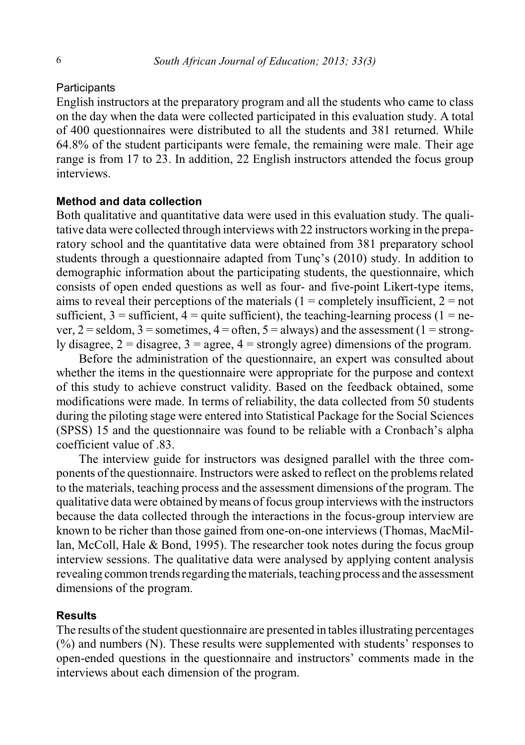### Participants

English instructors at the preparatory program and all the students who came to class on the day when the data were collected participated in this evaluation study. A total of 400 questionnaires were distributed to all the students and 381 returned. While 64.8% of the student participants were female, the remaining were male. Their age range is from 17 to 23. In addition, 22 English instructors attended the focus group interviews.

### Method and data collection

Both qualitative and quantitative data were used in this evaluation study. The qualitative data were collected through interviews with 22 instructors working in the preparatory school and the quantitative data were obtained from 381 preparatory school students through a questionnaire adapted from Tunç's (2010) study. In addition to demographic information about the participating students, the questionnaire, which consists of open ended questions as well as four- and five-point Likert-type items, aims to reveal their perceptions of the materials (1 = completely insufficient, 2 = not sufficient, 3 = sufficient, 4 = quite sufficient), the teaching-learning process (1 = never, 2 = seldom, 3 = sometimes, 4 = often, 5 = always) and the assessment (1 = strongly disagree, 2 = disagree, 3 = agree, 4 = strongly agree) dimensions of the program.

Before the administration of the questionnaire, an expert was consulted about whether the items in the questionnaire were appropriate for the purpose and context of this study to achieve construct validity. Based on the feedback obtained, some modifications were made. In terms of reliability, the data collected from 50 students during the piloting stage were entered into Statistical Package for the Social Sciences (SPSS) 15 and the questionnaire was found to be reliable with a Cronbach's alpha coefficient value of .83.

The interview guide for instructors was designed parallel with the three components of the questionnaire. Instructors were asked to reflect on the problems related to the materials, teaching process and the assessment dimensions of the program. The qualitative data were obtained by means of focus group interviews with the instructors because the data collected through the interactions in the focus-group interview are known to be richer than those gained from one-on-one interviews (Thomas, MacMillan, McColl, Hale & Bond, 1995). The researcher took notes during the focus group interview sessions. The qualitative data were analysed by applying content analysis revealing common trends regarding the materials, teaching process and the assessment dimensions of the program.

### Results

The results of the student questionnaire are presented in tables illustrating percentages (%) and numbers (N). These results were supplemented with students' responses to open-ended questions in the questionnaire and instructors' comments made in the interviews about each dimension of the program.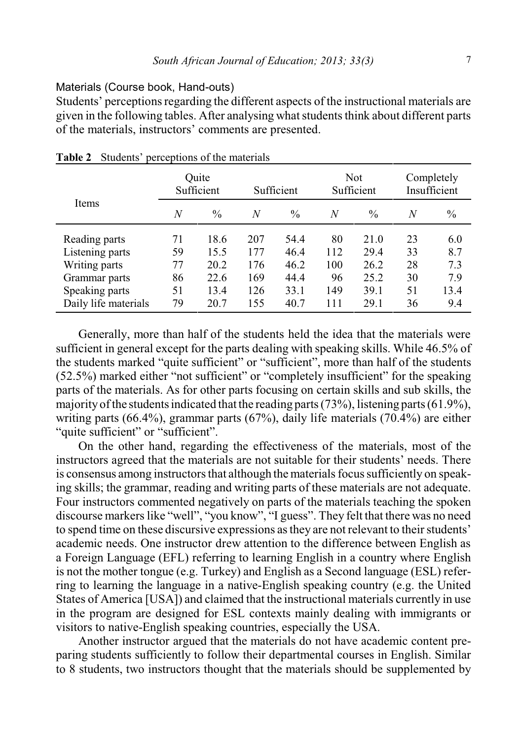### Materials (Course book, Hand-outs)

Students' perceptions regarding the different aspects of the instructional materials are given in the following tables. After analysing what students think about different parts of the materials, instructors' comments are presented.

**Table 2** Students' perceptions of the materials

| Items | Quite Sufficient | | Sufficient | | Not Sufficient | | Completely Insufficient | |
|---|---|---|---|---|---|---|---|---|
| | *N* | % | *N* | % | *N* | % | *N* | % |
| Reading parts | 71 | 18.6 | 207 | 54.4 | 80 | 21.0 | 23 | 6.0 |
| Listening parts | 59 | 15.5 | 177 | 46.4 | 112 | 29.4 | 33 | 8.7 |
| Writing parts | 77 | 20.2 | 176 | 46.2 | 100 | 26.2 | 28 | 7.3 |
| Grammar parts | 86 | 22.6 | 169 | 44.4 | 96 | 25.2 | 30 | 7.9 |
| Speaking parts | 51 | 13.4 | 126 | 33.1 | 149 | 39.1 | 51 | 13.4 |
| Daily life materials | 79 | 20.7 | 155 | 40.7 | 111 | 29.1 | 36 | 9.4 |

Generally, more than half of the students held the idea that the materials were sufficient in general except for the parts dealing with speaking skills. While 46.5% of the students marked "quite sufficient" or "sufficient", more than half of the students (52.5%) marked either "not sufficient" or "completely insufficient" for the speaking parts of the materials. As for other parts focusing on certain skills and sub skills, the majority of the students indicated that the reading parts (73%), listening parts (61.9%), writing parts (66.4%), grammar parts (67%), daily life materials (70.4%) are either "quite sufficient" or "sufficient".

On the other hand, regarding the effectiveness of the materials, most of the instructors agreed that the materials are not suitable for their students' needs. There is consensus among instructors that although the materials focus sufficiently on speaking skills; the grammar, reading and writing parts of these materials are not adequate. Four instructors commented negatively on parts of the materials teaching the spoken discourse markers like "well", "you know", "I guess". They felt that there was no need to spend time on these discursive expressions as they are not relevant to their students' academic needs. One instructor drew attention to the difference between English as a Foreign Language (EFL) referring to learning English in a country where English is not the mother tongue (e.g. Turkey) and English as a Second language (ESL) referring to learning the language in a native-English speaking country (e.g. the United States of America [USA]) and claimed that the instructional materials currently in use in the program are designed for ESL contexts mainly dealing with immigrants or visitors to native-English speaking countries, especially the USA.

Another instructor argued that the materials do not have academic content preparing students sufficiently to follow their departmental courses in English. Similar to 8 students, two instructors thought that the materials should be supplemented by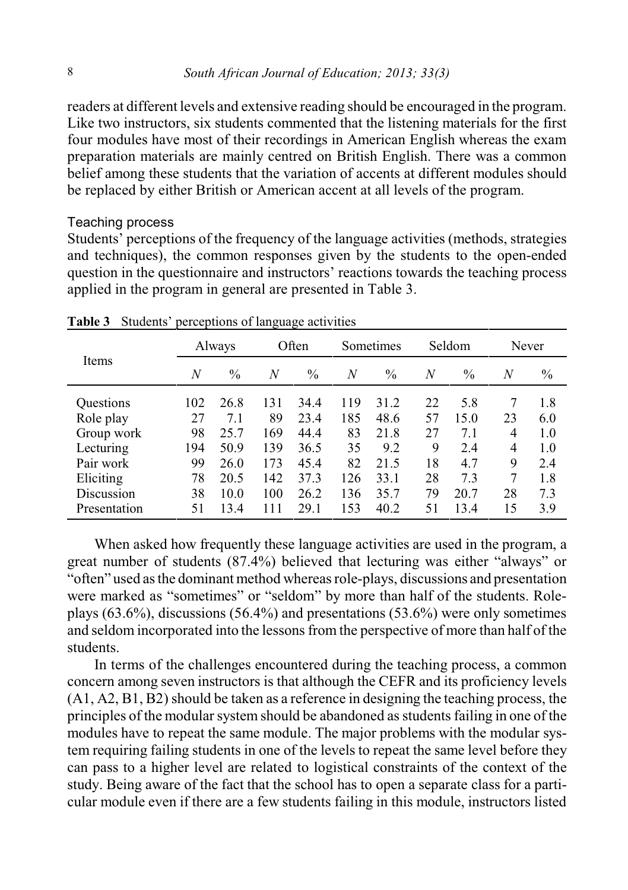readers at different levels and extensive reading should be encouraged in the program. Like two instructors, six students commented that the listening materials for the first four modules have most of their recordings in American English whereas the exam preparation materials are mainly centred on British English. There was a common belief among these students that the variation of accents at different modules should be replaced by either British or American accent at all levels of the program.

### Teaching process

Students' perceptions of the frequency of the language activities (methods, strategies and techniques), the common responses given by the students to the open-ended question in the questionnaire and instructors' reactions towards the teaching process applied in the program in general are presented in Table 3.

**Table 3** Students' perceptions of language activities

| Items | Always | | Often | | Sometimes | | Seldom | | Never | |
|---|---|---|---|---|---|---|---|---|---|---|
| | *N* | % | *N* | % | *N* | % | *N* | % | *N* | % |
| Questions | 102 | 26.8 | 131 | 34.4 | 119 | 31.2 | 22 | 5.8 | 7 | 1.8 |
| Role play | 27 | 7.1 | 89 | 23.4 | 185 | 48.6 | 57 | 15.0 | 23 | 6.0 |
| Group work | 98 | 25.7 | 169 | 44.4 | 83 | 21.8 | 27 | 7.1 | 4 | 1.0 |
| Lecturing | 194 | 50.9 | 139 | 36.5 | 35 | 9.2 | 9 | 2.4 | 4 | 1.0 |
| Pair work | 99 | 26.0 | 173 | 45.4 | 82 | 21.5 | 18 | 4.7 | 9 | 2.4 |
| Eliciting | 78 | 20.5 | 142 | 37.3 | 126 | 33.1 | 28 | 7.3 | 7 | 1.8 |
| Discussion | 38 | 10.0 | 100 | 26.2 | 136 | 35.7 | 79 | 20.7 | 28 | 7.3 |
| Presentation | 51 | 13.4 | 111 | 29.1 | 153 | 40.2 | 51 | 13.4 | 15 | 3.9 |

When asked how frequently these language activities are used in the program, a great number of students (87.4%) believed that lecturing was either "always" or "often" used as the dominant method whereas role-plays, discussions and presentation were marked as "sometimes" or "seldom" by more than half of the students. Role-plays (63.6%), discussions (56.4%) and presentations (53.6%) were only sometimes and seldom incorporated into the lessons from the perspective of more than half of the students.

In terms of the challenges encountered during the teaching process, a common concern among seven instructors is that although the CEFR and its proficiency levels (A1, A2, B1, B2) should be taken as a reference in designing the teaching process, the principles of the modular system should be abandoned as students failing in one of the modules have to repeat the same module. The major problems with the modular system requiring failing students in one of the levels to repeat the same level before they can pass to a higher level are related to logistical constraints of the context of the study. Being aware of the fact that the school has to open a separate class for a particular module even if there are a few students failing in this module, instructors listed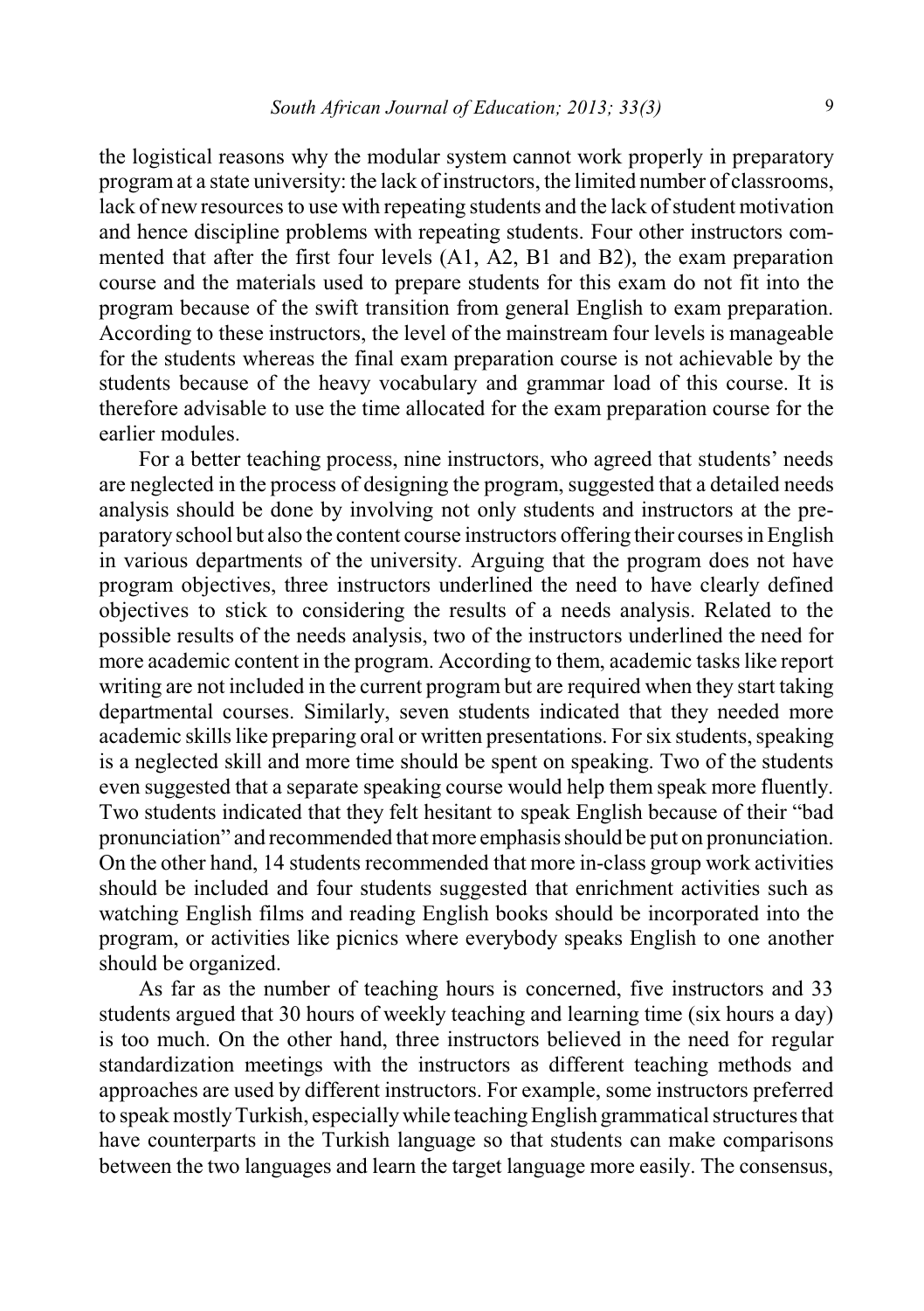the logistical reasons why the modular system cannot work properly in preparatory program at a state university: the lack of instructors, the limited number of classrooms, lack of new resources to use with repeating students and the lack of student motivation and hence discipline problems with repeating students. Four other instructors commented that after the first four levels (A1, A2, B1 and B2), the exam preparation course and the materials used to prepare students for this exam do not fit into the program because of the swift transition from general English to exam preparation. According to these instructors, the level of the mainstream four levels is manageable for the students whereas the final exam preparation course is not achievable by the students because of the heavy vocabulary and grammar load of this course. It is therefore advisable to use the time allocated for the exam preparation course for the earlier modules.

For a better teaching process, nine instructors, who agreed that students' needs are neglected in the process of designing the program, suggested that a detailed needs analysis should be done by involving not only students and instructors at the preparatory school but also the content course instructors offering their courses in English in various departments of the university. Arguing that the program does not have program objectives, three instructors underlined the need to have clearly defined objectives to stick to considering the results of a needs analysis. Related to the possible results of the needs analysis, two of the instructors underlined the need for more academic content in the program. According to them, academic tasks like report writing are not included in the current program but are required when they start taking departmental courses. Similarly, seven students indicated that they needed more academic skills like preparing oral or written presentations. For six students, speaking is a neglected skill and more time should be spent on speaking. Two of the students even suggested that a separate speaking course would help them speak more fluently. Two students indicated that they felt hesitant to speak English because of their "bad pronunciation" and recommended that more emphasis should be put on pronunciation. On the other hand, 14 students recommended that more in-class group work activities should be included and four students suggested that enrichment activities such as watching English films and reading English books should be incorporated into the program, or activities like picnics where everybody speaks English to one another should be organized.

As far as the number of teaching hours is concerned, five instructors and 33 students argued that 30 hours of weekly teaching and learning time (six hours a day) is too much. On the other hand, three instructors believed in the need for regular standardization meetings with the instructors as different teaching methods and approaches are used by different instructors. For example, some instructors preferred to speak mostly Turkish, especially while teaching English grammatical structures that have counterparts in the Turkish language so that students can make comparisons between the two languages and learn the target language more easily. The consensus,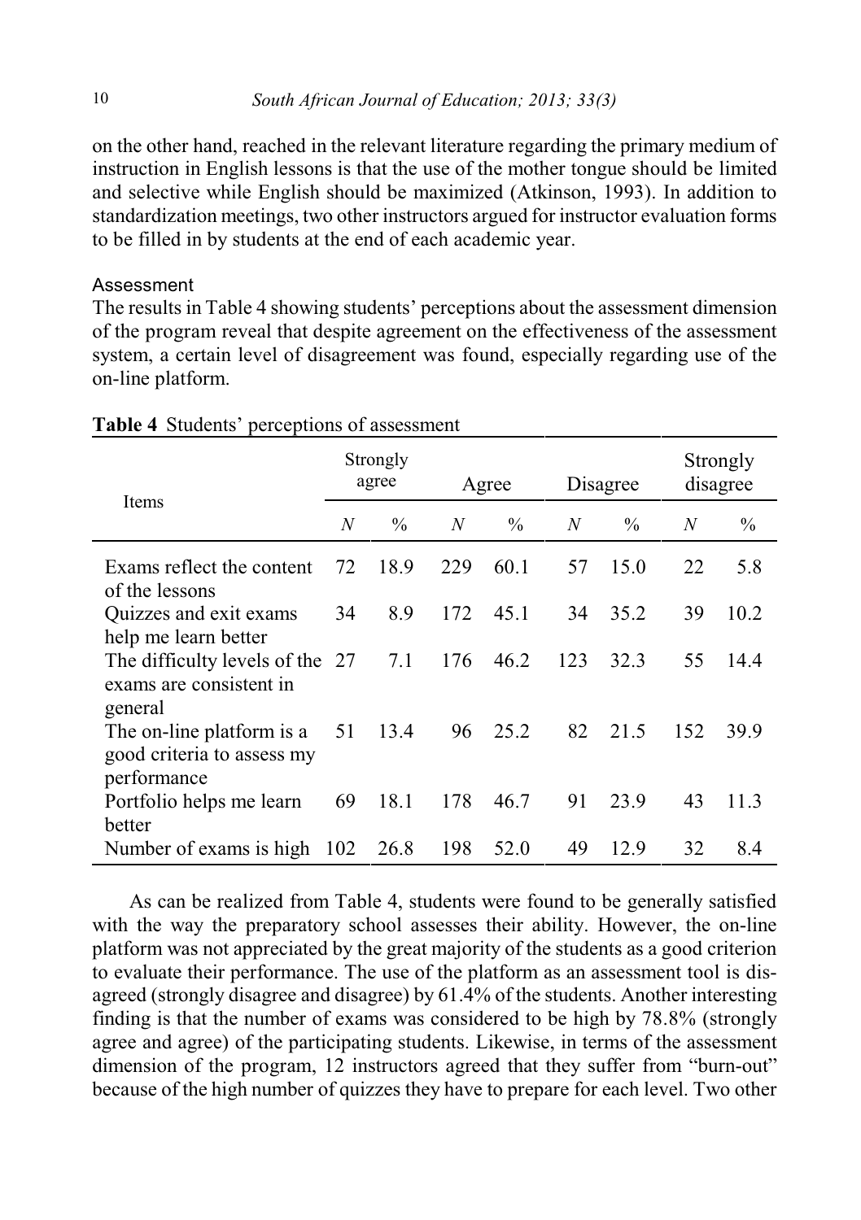on the other hand, reached in the relevant literature regarding the primary medium of instruction in English lessons is that the use of the mother tongue should be limited and selective while English should be maximized (Atkinson, 1993). In addition to standardization meetings, two other instructors argued for instructor evaluation forms to be filled in by students at the end of each academic year.

### Assessment

The results in Table 4 showing students' perceptions about the assessment dimension of the program reveal that despite agreement on the effectiveness of the assessment system, a certain level of disagreement was found, especially regarding use of the on-line platform.

**Table 4** Students' perceptions of assessment

| Items | Strongly agree | | Agree | | Disagree | | Strongly disagree | |
|---|---|---|---|---|---|---|---|---|
| | *N* | % | *N* | % | *N* | % | *N* | % |
| Exams reflect the content of the lessons | 72 | 18.9 | 229 | 60.1 | 57 | 15.0 | 22 | 5.8 |
| Quizzes and exit exams help me learn better | 34 | 8.9 | 172 | 45.1 | 34 | 35.2 | 39 | 10.2 |
| The difficulty levels of the exams are consistent in general | 27 | 7.1 | 176 | 46.2 | 123 | 32.3 | 55 | 14.4 |
| The on-line platform is a good criteria to assess my performance | 51 | 13.4 | 96 | 25.2 | 82 | 21.5 | 152 | 39.9 |
| Portfolio helps me learn better | 69 | 18.1 | 178 | 46.7 | 91 | 23.9 | 43 | 11.3 |
| Number of exams is high | 102 | 26.8 | 198 | 52.0 | 49 | 12.9 | 32 | 8.4 |

As can be realized from Table 4, students were found to be generally satisfied with the way the preparatory school assesses their ability. However, the on-line platform was not appreciated by the great majority of the students as a good criterion to evaluate their performance. The use of the platform as an assessment tool is disagreed (strongly disagree and disagree) by 61.4% of the students. Another interesting finding is that the number of exams was considered to be high by 78.8% (strongly agree and agree) of the participating students. Likewise, in terms of the assessment dimension of the program, 12 instructors agreed that they suffer from "burn-out" because of the high number of quizzes they have to prepare for each level. Two other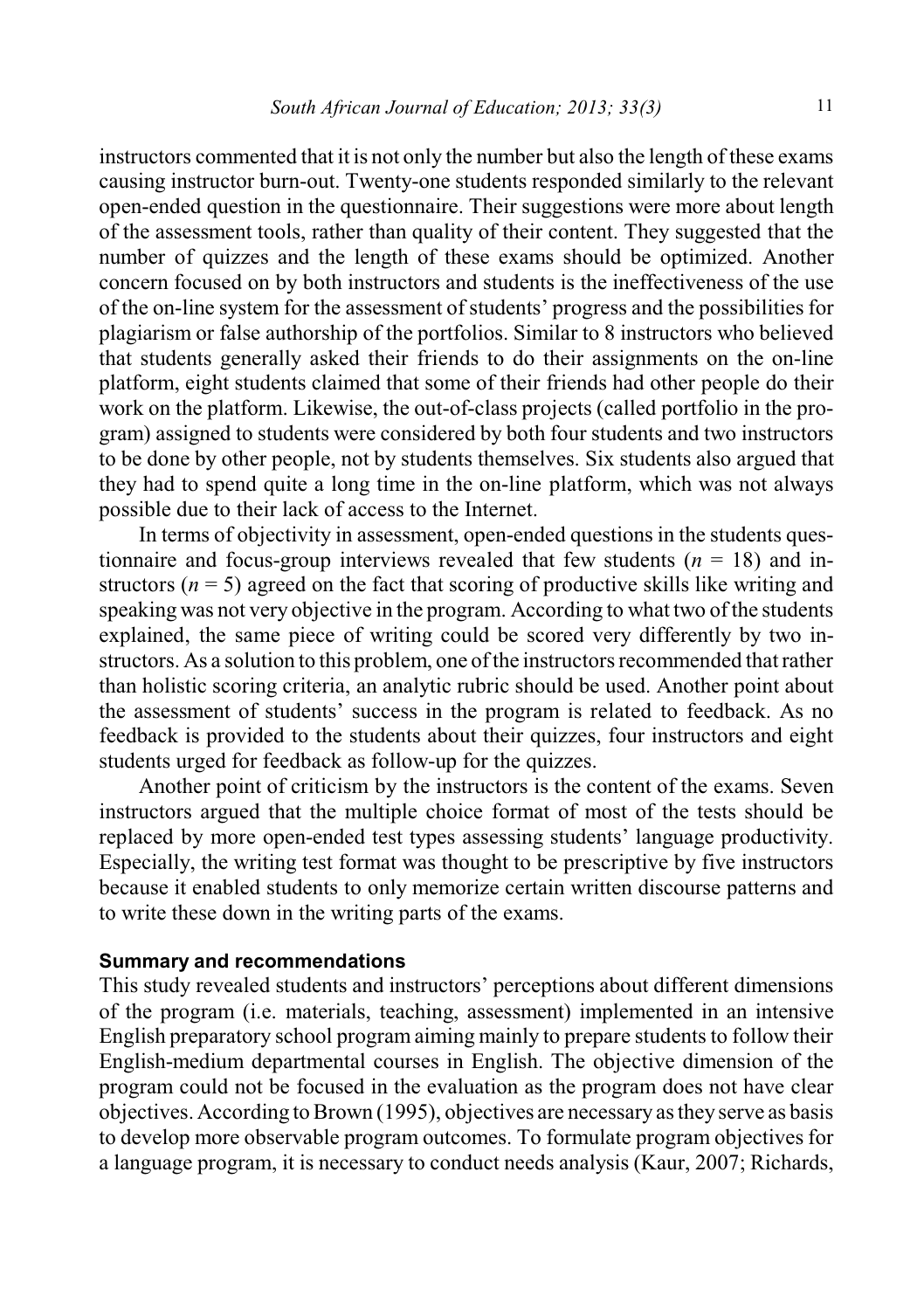instructors commented that it is not only the number but also the length of these exams causing instructor burn-out. Twenty-one students responded similarly to the relevant open-ended question in the questionnaire. Their suggestions were more about length of the assessment tools, rather than quality of their content. They suggested that the number of quizzes and the length of these exams should be optimized. Another concern focused on by both instructors and students is the ineffectiveness of the use of the on-line system for the assessment of students' progress and the possibilities for plagiarism or false authorship of the portfolios. Similar to 8 instructors who believed that students generally asked their friends to do their assignments on the on-line platform, eight students claimed that some of their friends had other people do their work on the platform. Likewise, the out-of-class projects (called portfolio in the program) assigned to students were considered by both four students and two instructors to be done by other people, not by students themselves. Six students also argued that they had to spend quite a long time in the on-line platform, which was not always possible due to their lack of access to the Internet.

In terms of objectivity in assessment, open-ended questions in the students questionnaire and focus-group interviews revealed that few students ($n = 18$) and instructors ($n = 5$) agreed on the fact that scoring of productive skills like writing and speaking was not very objective in the program. According to what two of the students explained, the same piece of writing could be scored very differently by two instructors. As a solution to this problem, one of the instructors recommended that rather than holistic scoring criteria, an analytic rubric should be used. Another point about the assessment of students' success in the program is related to feedback. As no feedback is provided to the students about their quizzes, four instructors and eight students urged for feedback as follow-up for the quizzes.

Another point of criticism by the instructors is the content of the exams. Seven instructors argued that the multiple choice format of most of the tests should be replaced by more open-ended test types assessing students' language productivity. Especially, the writing test format was thought to be prescriptive by five instructors because it enabled students to only memorize certain written discourse patterns and to write these down in the writing parts of the exams.

## Summary and recommendations

This study revealed students and instructors' perceptions about different dimensions of the program (i.e. materials, teaching, assessment) implemented in an intensive English preparatory school program aiming mainly to prepare students to follow their English-medium departmental courses in English. The objective dimension of the program could not be focused in the evaluation as the program does not have clear objectives. According to Brown (1995), objectives are necessary as they serve as basis to develop more observable program outcomes. To formulate program objectives for a language program, it is necessary to conduct needs analysis (Kaur, 2007; Richards,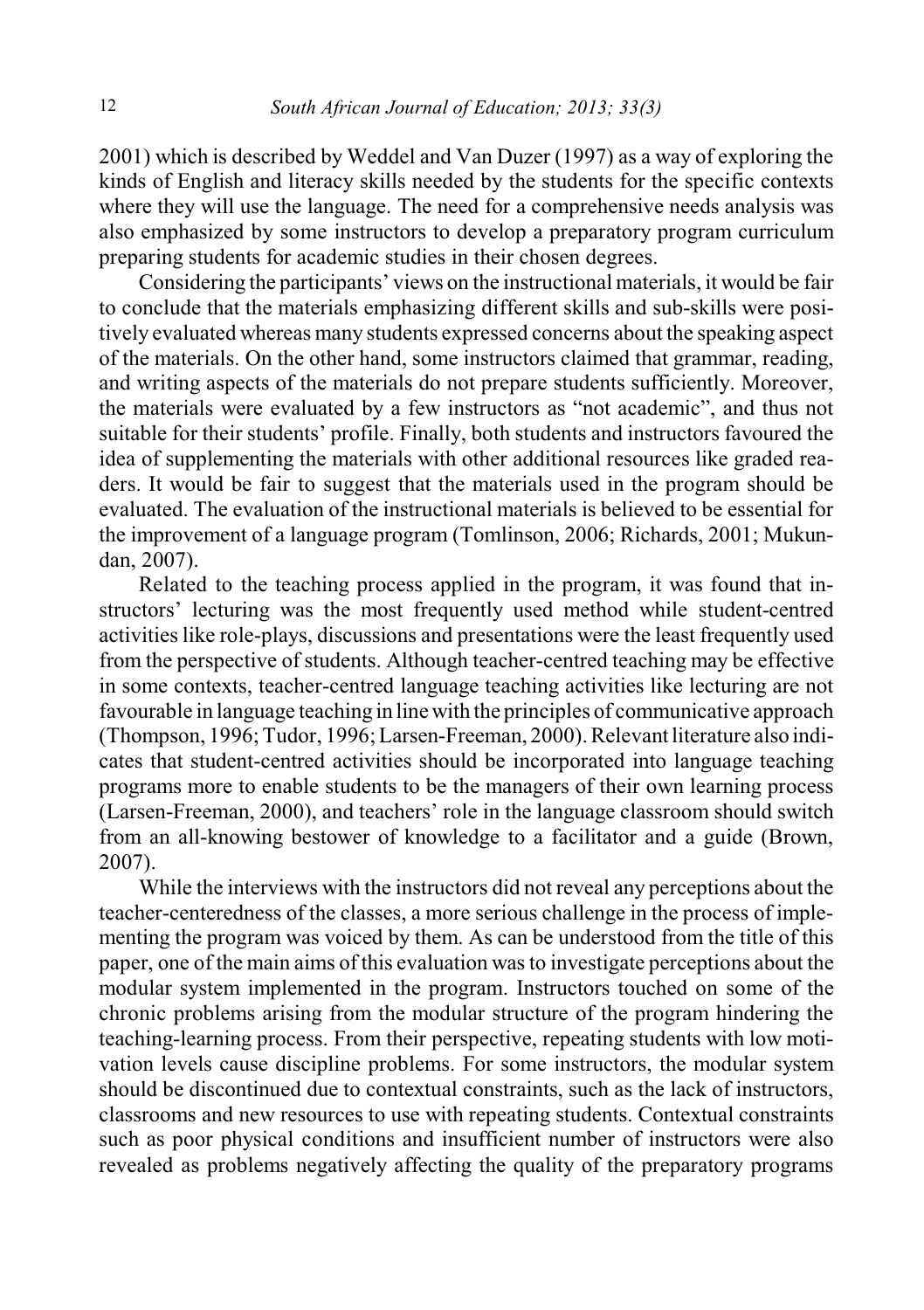2001) which is described by Weddel and Van Duzer (1997) as a way of exploring the kinds of English and literacy skills needed by the students for the specific contexts where they will use the language. The need for a comprehensive needs analysis was also emphasized by some instructors to develop a preparatory program curriculum preparing students for academic studies in their chosen degrees.

Considering the participants' views on the instructional materials, it would be fair to conclude that the materials emphasizing different skills and sub-skills were positively evaluated whereas many students expressed concerns about the speaking aspect of the materials. On the other hand, some instructors claimed that grammar, reading, and writing aspects of the materials do not prepare students sufficiently. Moreover, the materials were evaluated by a few instructors as "not academic", and thus not suitable for their students' profile. Finally, both students and instructors favoured the idea of supplementing the materials with other additional resources like graded readers. It would be fair to suggest that the materials used in the program should be evaluated. The evaluation of the instructional materials is believed to be essential for the improvement of a language program (Tomlinson, 2006; Richards, 2001; Mukundan, 2007).

Related to the teaching process applied in the program, it was found that instructors' lecturing was the most frequently used method while student-centred activities like role-plays, discussions and presentations were the least frequently used from the perspective of students. Although teacher-centred teaching may be effective in some contexts, teacher-centred language teaching activities like lecturing are not favourable in language teaching in line with the principles of communicative approach (Thompson, 1996; Tudor, 1996; Larsen-Freeman, 2000). Relevant literature also indicates that student-centred activities should be incorporated into language teaching programs more to enable students to be the managers of their own learning process (Larsen-Freeman, 2000), and teachers' role in the language classroom should switch from an all-knowing bestower of knowledge to a facilitator and a guide (Brown, 2007).

While the interviews with the instructors did not reveal any perceptions about the teacher-centeredness of the classes, a more serious challenge in the process of implementing the program was voiced by them. As can be understood from the title of this paper, one of the main aims of this evaluation was to investigate perceptions about the modular system implemented in the program. Instructors touched on some of the chronic problems arising from the modular structure of the program hindering the teaching-learning process. From their perspective, repeating students with low motivation levels cause discipline problems. For some instructors, the modular system should be discontinued due to contextual constraints, such as the lack of instructors, classrooms and new resources to use with repeating students. Contextual constraints such as poor physical conditions and insufficient number of instructors were also revealed as problems negatively affecting the quality of the preparatory programs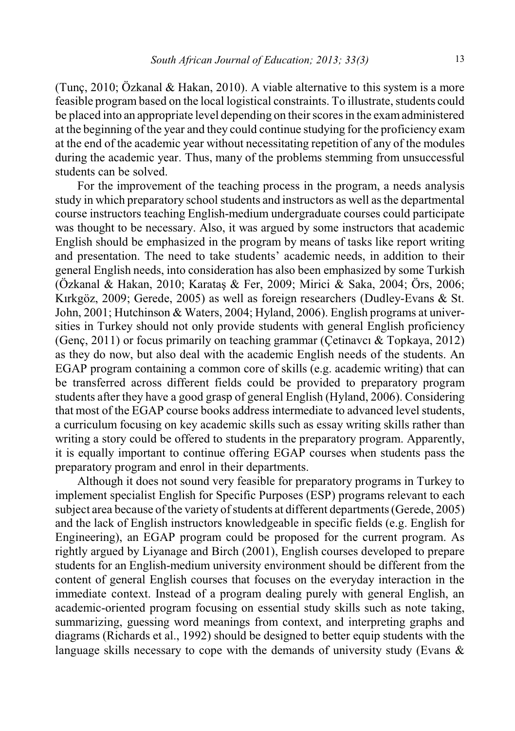(Tunç, 2010; Özkanal & Hakan, 2010). A viable alternative to this system is a more feasible program based on the local logistical constraints. To illustrate, students could be placed into an appropriate level depending on their scores in the exam administered at the beginning of the year and they could continue studying for the proficiency exam at the end of the academic year without necessitating repetition of any of the modules during the academic year. Thus, many of the problems stemming from unsuccessful students can be solved.

For the improvement of the teaching process in the program, a needs analysis study in which preparatory school students and instructors as well as the departmental course instructors teaching English-medium undergraduate courses could participate was thought to be necessary. Also, it was argued by some instructors that academic English should be emphasized in the program by means of tasks like report writing and presentation. The need to take students' academic needs, in addition to their general English needs, into consideration has also been emphasized by some Turkish (Özkanal & Hakan, 2010; Karataş & Fer, 2009; Mirici & Saka, 2004; Örs, 2006; Kırkgöz, 2009; Gerede, 2005) as well as foreign researchers (Dudley-Evans & St. John, 2001; Hutchinson & Waters, 2004; Hyland, 2006). English programs at universities in Turkey should not only provide students with general English proficiency (Genç, 2011) or focus primarily on teaching grammar (Çetinavcı & Topkaya, 2012) as they do now, but also deal with the academic English needs of the students. An EGAP program containing a common core of skills (e.g. academic writing) that can be transferred across different fields could be provided to preparatory program students after they have a good grasp of general English (Hyland, 2006). Considering that most of the EGAP course books address intermediate to advanced level students, a curriculum focusing on key academic skills such as essay writing skills rather than writing a story could be offered to students in the preparatory program. Apparently, it is equally important to continue offering EGAP courses when students pass the preparatory program and enrol in their departments.

Although it does not sound very feasible for preparatory programs in Turkey to implement specialist English for Specific Purposes (ESP) programs relevant to each subject area because of the variety of students at different departments (Gerede, 2005) and the lack of English instructors knowledgeable in specific fields (e.g. English for Engineering), an EGAP program could be proposed for the current program. As rightly argued by Liyanage and Birch (2001), English courses developed to prepare students for an English-medium university environment should be different from the content of general English courses that focuses on the everyday interaction in the immediate context. Instead of a program dealing purely with general English, an academic-oriented program focusing on essential study skills such as note taking, summarizing, guessing word meanings from context, and interpreting graphs and diagrams (Richards et al., 1992) should be designed to better equip students with the language skills necessary to cope with the demands of university study (Evans &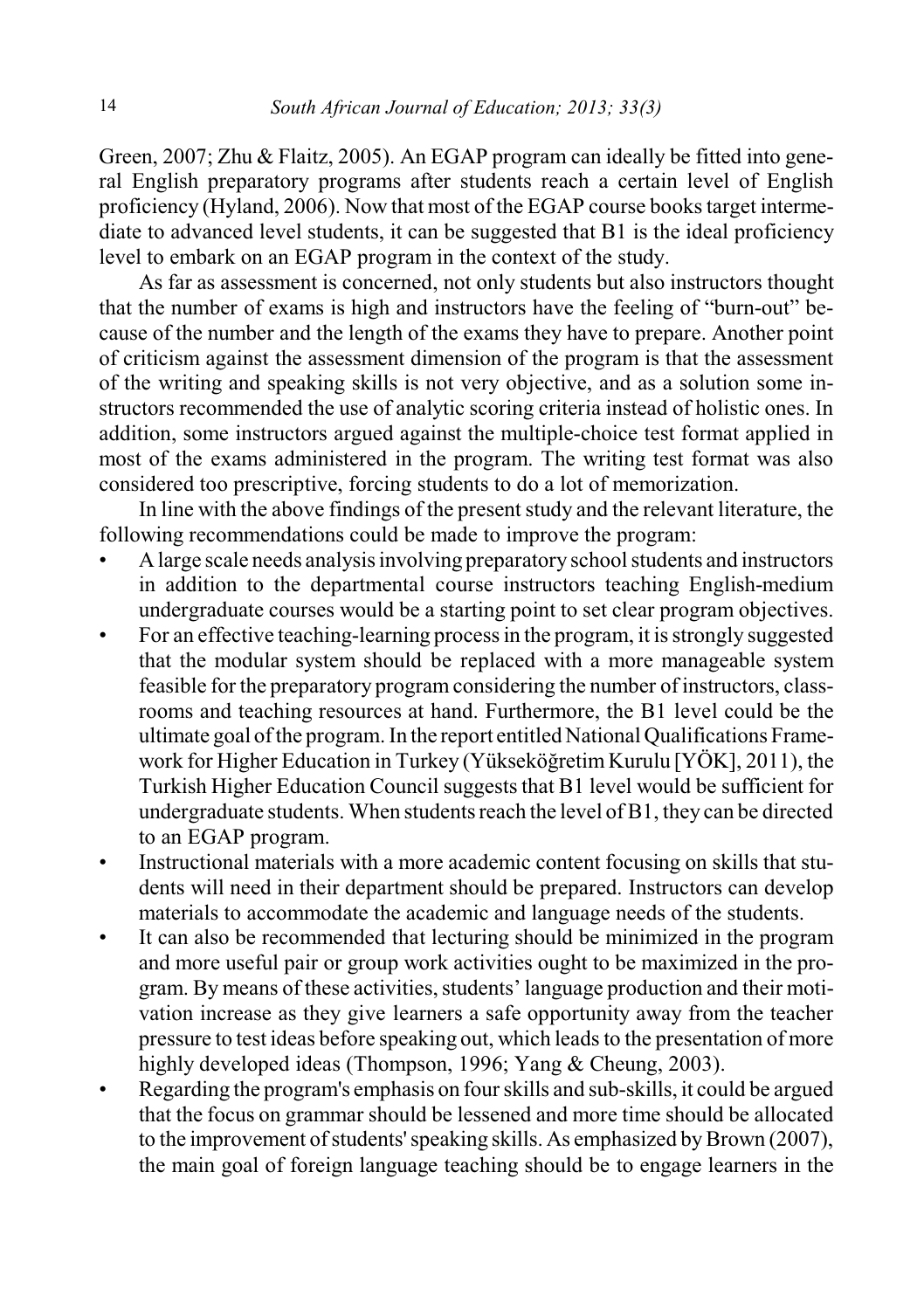Green, 2007; Zhu & Flaitz, 2005). An EGAP program can ideally be fitted into general English preparatory programs after students reach a certain level of English proficiency (Hyland, 2006). Now that most of the EGAP course books target intermediate to advanced level students, it can be suggested that B1 is the ideal proficiency level to embark on an EGAP program in the context of the study.

As far as assessment is concerned, not only students but also instructors thought that the number of exams is high and instructors have the feeling of "burn-out" because of the number and the length of the exams they have to prepare. Another point of criticism against the assessment dimension of the program is that the assessment of the writing and speaking skills is not very objective, and as a solution some instructors recommended the use of analytic scoring criteria instead of holistic ones. In addition, some instructors argued against the multiple-choice test format applied in most of the exams administered in the program. The writing test format was also considered too prescriptive, forcing students to do a lot of memorization.

In line with the above findings of the present study and the relevant literature, the following recommendations could be made to improve the program:

- A large scale needs analysis involving preparatory school students and instructors in addition to the departmental course instructors teaching English-medium undergraduate courses would be a starting point to set clear program objectives.
- For an effective teaching-learning process in the program, it is strongly suggested that the modular system should be replaced with a more manageable system feasible for the preparatory program considering the number of instructors, classrooms and teaching resources at hand. Furthermore, the B1 level could be the ultimate goal of the program. In the report entitled National Qualifications Framework for Higher Education in Turkey (Yükseköğretim Kurulu [YÖK], 2011), the Turkish Higher Education Council suggests that B1 level would be sufficient for undergraduate students. When students reach the level of B1, they can be directed to an EGAP program.
- Instructional materials with a more academic content focusing on skills that students will need in their department should be prepared. Instructors can develop materials to accommodate the academic and language needs of the students.
- It can also be recommended that lecturing should be minimized in the program and more useful pair or group work activities ought to be maximized in the program. By means of these activities, students' language production and their motivation increase as they give learners a safe opportunity away from the teacher pressure to test ideas before speaking out, which leads to the presentation of more highly developed ideas (Thompson, 1996; Yang & Cheung, 2003).
- Regarding the program's emphasis on four skills and sub-skills, it could be argued that the focus on grammar should be lessened and more time should be allocated to the improvement of students' speaking skills. As emphasized by Brown (2007), the main goal of foreign language teaching should be to engage learners in the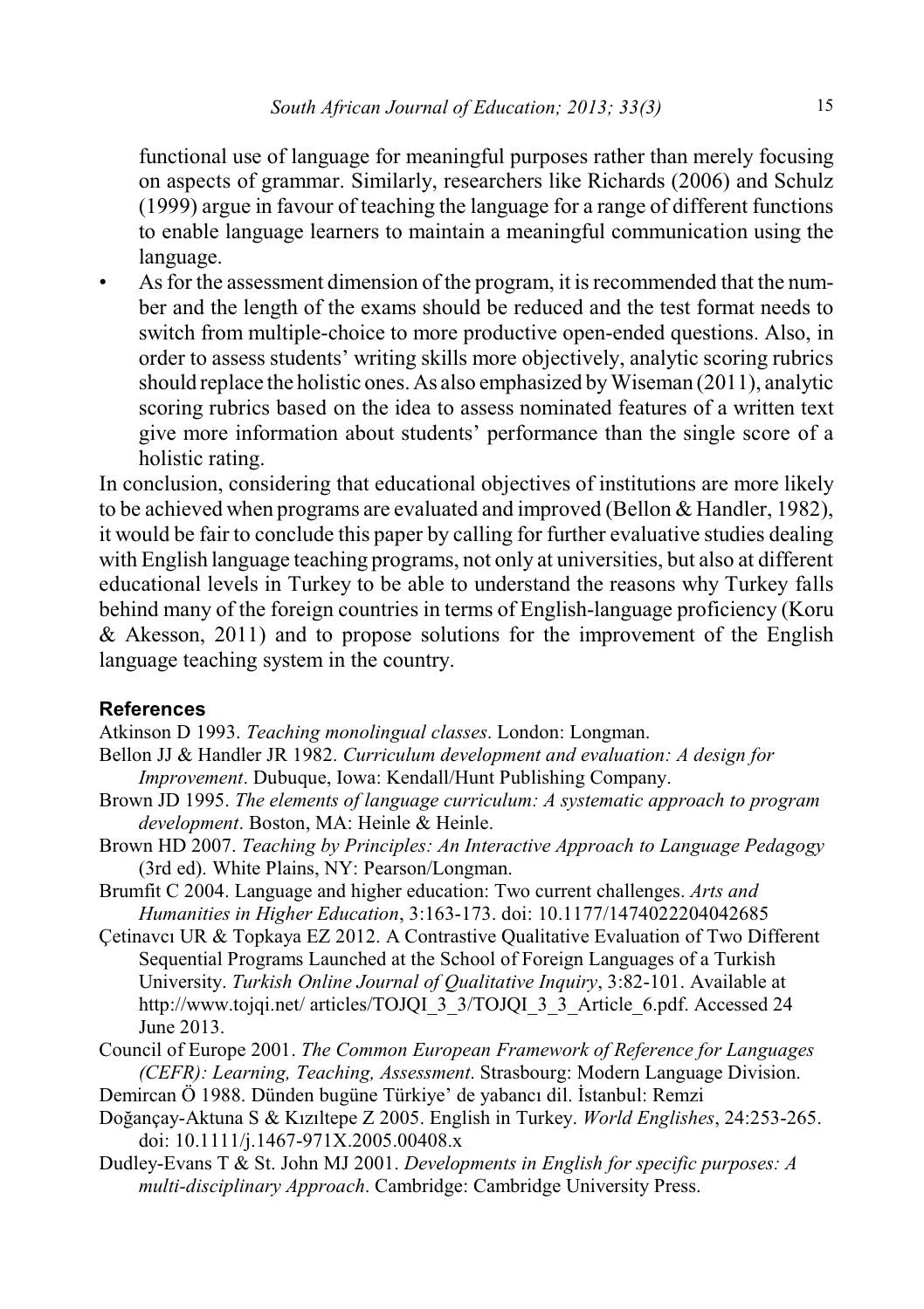functional use of language for meaningful purposes rather than merely focusing on aspects of grammar. Similarly, researchers like Richards (2006) and Schulz (1999) argue in favour of teaching the language for a range of different functions to enable language learners to maintain a meaningful communication using the language.

- As for the assessment dimension of the program, it is recommended that the number and the length of the exams should be reduced and the test format needs to switch from multiple-choice to more productive open-ended questions. Also, in order to assess students' writing skills more objectively, analytic scoring rubrics should replace the holistic ones. As also emphasized by Wiseman (2011), analytic scoring rubrics based on the idea to assess nominated features of a written text give more information about students' performance than the single score of a holistic rating.

In conclusion, considering that educational objectives of institutions are more likely to be achieved when programs are evaluated and improved (Bellon & Handler, 1982), it would be fair to conclude this paper by calling for further evaluative studies dealing with English language teaching programs, not only at universities, but also at different educational levels in Turkey to be able to understand the reasons why Turkey falls behind many of the foreign countries in terms of English-language proficiency (Koru & Akesson, 2011) and to propose solutions for the improvement of the English language teaching system in the country.

## References

Atkinson D 1993. *Teaching monolingual classes*. London: Longman.

Bellon JJ & Handler JR 1982. *Curriculum development and evaluation: A design for Improvement*. Dubuque, Iowa: Kendall/Hunt Publishing Company.

Brown JD 1995. *The elements of language curriculum: A systematic approach to program development*. Boston, MA: Heinle & Heinle.

Brown HD 2007. *Teaching by Principles: An Interactive Approach to Language Pedagogy* (3rd ed). White Plains, NY: Pearson/Longman.

Brumfit C 2004. Language and higher education: Two current challenges. *Arts and Humanities in Higher Education*, 3:163-173. doi: 10.1177/1474022204042685

Çetinavcı UR & Topkaya EZ 2012. A Contrastive Qualitative Evaluation of Two Different Sequential Programs Launched at the School of Foreign Languages of a Turkish University. *Turkish Online Journal of Qualitative Inquiry*, 3:82-101. Available at http://www.tojqi.net/ articles/TOJQI_3_3/TOJQI_3_3_Article_6.pdf. Accessed 24 June 2013.

Council of Europe 2001. *The Common European Framework of Reference for Languages (CEFR): Learning, Teaching, Assessment*. Strasbourg: Modern Language Division.

Demircan Ö 1988. Dünden bugüne Türkiye' de yabancı dil. İstanbul: Remzi

Doğançay-Aktuna S & Kızıltepe Z 2005. English in Turkey. *World Englishes*, 24:253-265. doi: 10.1111/j.1467-971X.2005.00408.x

Dudley-Evans T & St. John MJ 2001. *Developments in English for specific purposes: A multi-disciplinary Approach*. Cambridge: Cambridge University Press.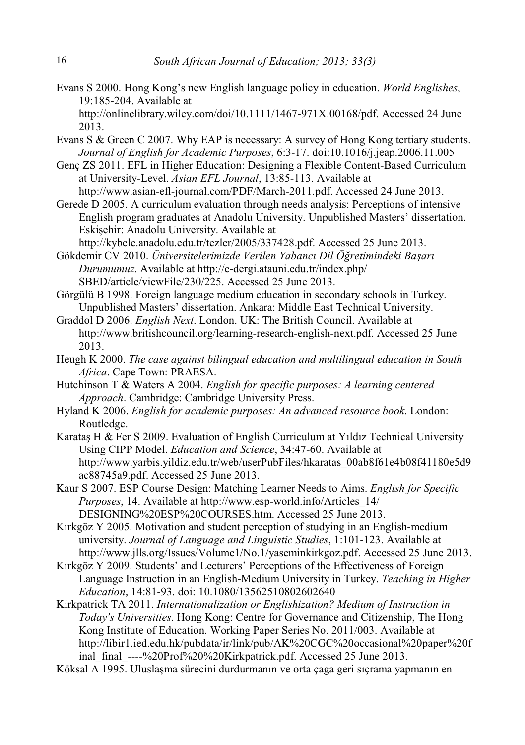Evans S 2000. Hong Kong's new English language policy in education. *World Englishes*, 19:185-204. Available at http://onlinelibrary.wiley.com/doi/10.1111/1467-971X.00168/pdf. Accessed 24 June 2013.

Evans S & Green C 2007. Why EAP is necessary: A survey of Hong Kong tertiary students. *Journal of English for Academic Purposes*, 6:3-17. doi:10.1016/j.jeap.2006.11.005

Genç ZS 2011. EFL in Higher Education: Designing a Flexible Content-Based Curriculum at University-Level. *Asian EFL Journal*, 13:85-113. Available at http://www.asian-efl-journal.com/PDF/March-2011.pdf. Accessed 24 June 2013.

Gerede D 2005. A curriculum evaluation through needs analysis: Perceptions of intensive English program graduates at Anadolu University. Unpublished Masters' dissertation. Eskişehir: Anadolu University. Available at http://kybele.anadolu.edu.tr/tezler/2005/337428.pdf. Accessed 25 June 2013.

Gökdemir CV 2010. *Üniversitelerimizde Verilen Yabancı Dil Öğretimindeki Başarı Durumumuz*. Available at http://e-dergi.atauni.edu.tr/index.php/SBED/article/viewFile/230/225. Accessed 25 June 2013.

Görgülü B 1998. Foreign language medium education in secondary schools in Turkey. Unpublished Masters' dissertation. Ankara: Middle East Technical University.

Graddol D 2006. *English Next*. London. UK: The British Council. Available at http://www.britishcouncil.org/learning-research-english-next.pdf. Accessed 25 June 2013.

Heugh K 2000. *The case against bilingual education and multilingual education in South Africa*. Cape Town: PRAESA.

Hutchinson T & Waters A 2004. *English for specific purposes: A learning centered Approach*. Cambridge: Cambridge University Press.

Hyland K 2006. *English for academic purposes: An advanced resource book*. London: Routledge.

Karataş H & Fer S 2009. Evaluation of English Curriculum at Yıldız Technical University Using CIPP Model. *Education and Science*, 34:47-60. Available at http://www.yarbis.yildiz.edu.tr/web/userPubFiles/hkaratas_00ab8f61e4b08f41180e5d9ac88745a9.pdf. Accessed 25 June 2013.

Kaur S 2007. ESP Course Design: Matching Learner Needs to Aims. *English for Specific Purposes*, 14. Available at http://www.esp-world.info/Articles_14/DESIGNING%20ESP%20COURSES.htm. Accessed 25 June 2013.

Kırkgöz Y 2005. Motivation and student perception of studying in an English-medium university. *Journal of Language and Linguistic Studies*, 1:101-123. Available at http://www.jlls.org/Issues/Volume1/No.1/yaseminkirkgoz.pdf. Accessed 25 June 2013.

Kırkgöz Y 2009. Students' and Lecturers' Perceptions of the Effectiveness of Foreign Language Instruction in an English-Medium University in Turkey. *Teaching in Higher Education*, 14:81-93. doi: 10.1080/13562510802602640

Kirkpatrick TA 2011. *Internationalization or Englishization? Medium of Instruction in Today's Universities*. Hong Kong: Centre for Governance and Citizenship, The Hong Kong Institute of Education. Working Paper Series No. 2011/003. Available at http://libir1.ied.edu.hk/pubdata/ir/link/pub/AK%20CGC%20occasional%20paper%20final_final_----%20Prof%20%20Kirkpatrick.pdf. Accessed 25 June 2013.

Köksal A 1995. Uluslaşma sürecini durdurmanın ve orta çaga geri sıçrama yapmanın en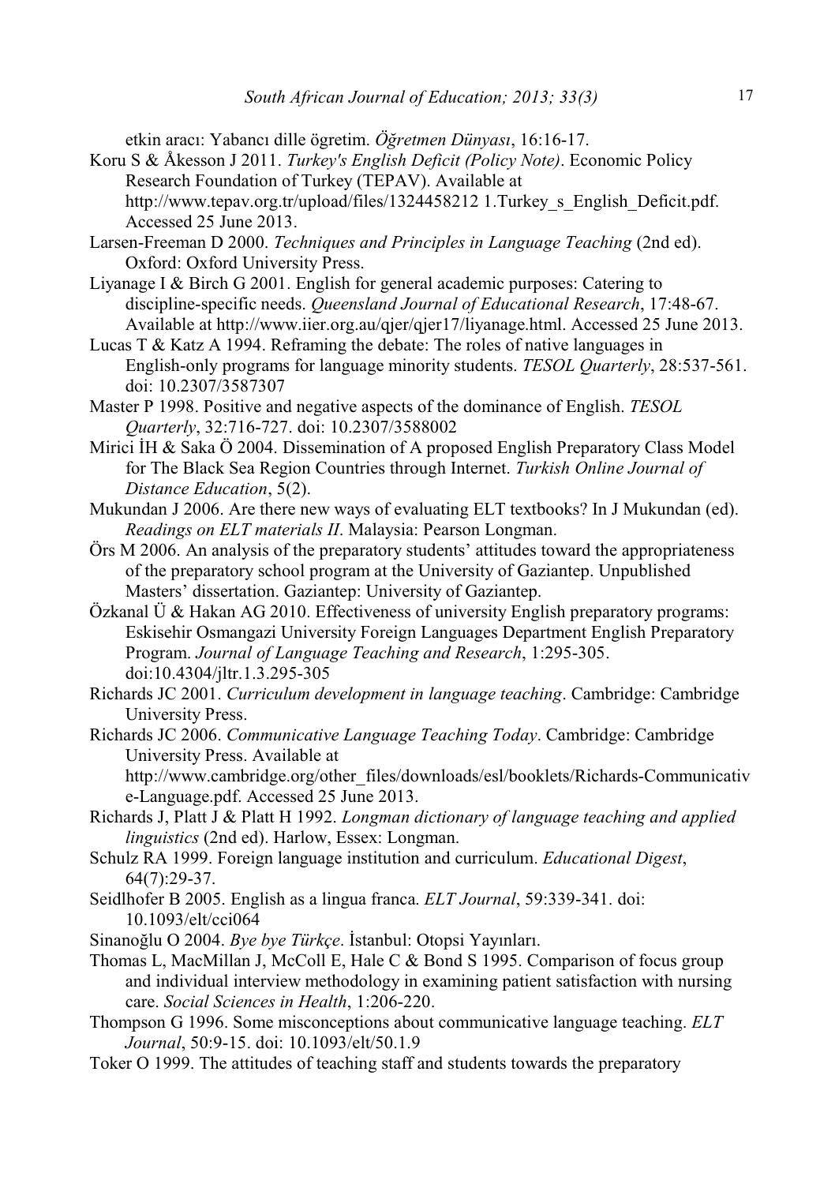etkin aracı: Yabancı dille ögretim. *Öğretmen Dünyası*, 16:16-17.

Koru S & Åkesson J 2011. *Turkey's English Deficit (Policy Note)*. Economic Policy Research Foundation of Turkey (TEPAV). Available at http://www.tepav.org.tr/upload/files/1324458212 1.Turkey_s_English_Deficit.pdf. Accessed 25 June 2013.

Larsen-Freeman D 2000. *Techniques and Principles in Language Teaching* (2nd ed). Oxford: Oxford University Press.

Liyanage I & Birch G 2001. English for general academic purposes: Catering to discipline-specific needs. *Queensland Journal of Educational Research*, 17:48-67. Available at http://www.iier.org.au/qjer/qjer17/liyanage.html. Accessed 25 June 2013.

Lucas T & Katz A 1994. Reframing the debate: The roles of native languages in English-only programs for language minority students. *TESOL Quarterly*, 28:537-561. doi: 10.2307/3587307

Master P 1998. Positive and negative aspects of the dominance of English. *TESOL Quarterly*, 32:716-727. doi: 10.2307/3588002

Mirici İH & Saka Ö 2004. Dissemination of A proposed English Preparatory Class Model for The Black Sea Region Countries through Internet. *Turkish Online Journal of Distance Education*, 5(2).

Mukundan J 2006. Are there new ways of evaluating ELT textbooks? In J Mukundan (ed). *Readings on ELT materials II*. Malaysia: Pearson Longman.

Örs M 2006. An analysis of the preparatory students' attitudes toward the appropriateness of the preparatory school program at the University of Gaziantep. Unpublished Masters' dissertation. Gaziantep: University of Gaziantep.

Özkanal Ü & Hakan AG 2010. Effectiveness of university English preparatory programs: Eskisehir Osmangazi University Foreign Languages Department English Preparatory Program. *Journal of Language Teaching and Research*, 1:295-305. doi:10.4304/jltr.1.3.295-305

Richards JC 2001. *Curriculum development in language teaching*. Cambridge: Cambridge University Press.

Richards JC 2006. *Communicative Language Teaching Today*. Cambridge: Cambridge University Press. Available at http://www.cambridge.org/other_files/downloads/esl/booklets/Richards-Communicative-Language.pdf. Accessed 25 June 2013.

Richards J, Platt J & Platt H 1992. *Longman dictionary of language teaching and applied linguistics* (2nd ed). Harlow, Essex: Longman.

Schulz RA 1999. Foreign language institution and curriculum. *Educational Digest*, 64(7):29-37.

Seidlhofer B 2005. English as a lingua franca. *ELT Journal*, 59:339-341. doi: 10.1093/elt/cci064

Sinanoğlu O 2004. *Bye bye Türkçe*. İstanbul: Otopsi Yayınları.

Thomas L, MacMillan J, McColl E, Hale C & Bond S 1995. Comparison of focus group and individual interview methodology in examining patient satisfaction with nursing care. *Social Sciences in Health*, 1:206-220.

Thompson G 1996. Some misconceptions about communicative language teaching. *ELT Journal*, 50:9-15. doi: 10.1093/elt/50.1.9

Toker O 1999. The attitudes of teaching staff and students towards the preparatory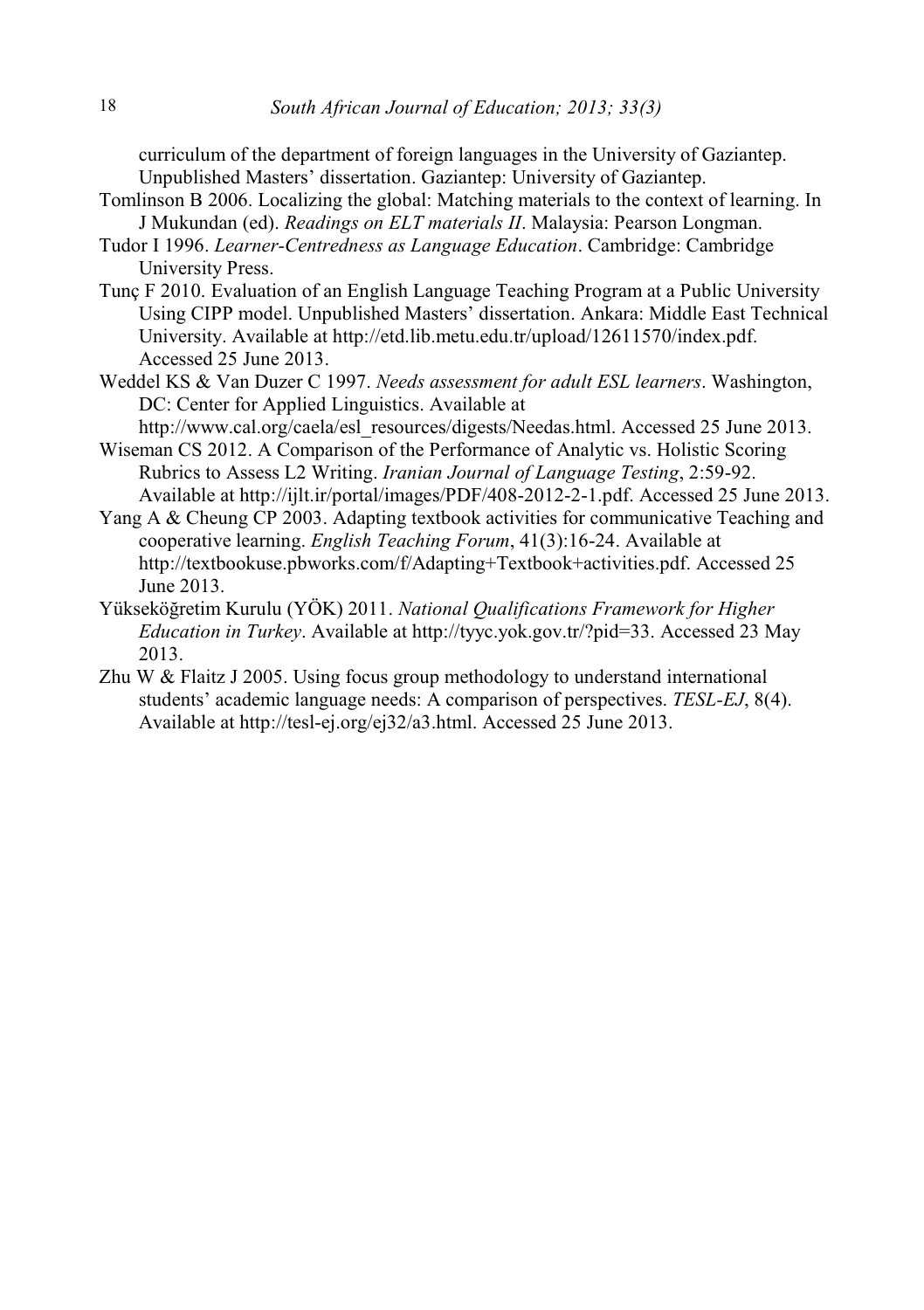curriculum of the department of foreign languages in the University of Gaziantep. Unpublished Masters' dissertation. Gaziantep: University of Gaziantep.

Tomlinson B 2006. Localizing the global: Matching materials to the context of learning. In J Mukundan (ed). *Readings on ELT materials II*. Malaysia: Pearson Longman.

Tudor I 1996. *Learner-Centredness as Language Education*. Cambridge: Cambridge University Press.

Tunç F 2010. Evaluation of an English Language Teaching Program at a Public University Using CIPP model. Unpublished Masters' dissertation. Ankara: Middle East Technical University. Available at http://etd.lib.metu.edu.tr/upload/12611570/index.pdf. Accessed 25 June 2013.

Weddel KS & Van Duzer C 1997. *Needs assessment for adult ESL learners*. Washington, DC: Center for Applied Linguistics. Available at http://www.cal.org/caela/esl_resources/digests/Needas.html. Accessed 25 June 2013.

Wiseman CS 2012. A Comparison of the Performance of Analytic vs. Holistic Scoring Rubrics to Assess L2 Writing. *Iranian Journal of Language Testing*, 2:59-92. Available at http://ijlt.ir/portal/images/PDF/408-2012-2-1.pdf. Accessed 25 June 2013.

Yang A & Cheung CP 2003. Adapting textbook activities for communicative Teaching and cooperative learning. *English Teaching Forum*, 41(3):16-24. Available at http://textbookuse.pbworks.com/f/Adapting+Textbook+activities.pdf. Accessed 25 June 2013.

Yükseköğretim Kurulu (YÖK) 2011. *National Qualifications Framework for Higher Education in Turkey*. Available at http://tyyc.yok.gov.tr/?pid=33. Accessed 23 May 2013.

Zhu W & Flaitz J 2005. Using focus group methodology to understand international students' academic language needs: A comparison of perspectives. *TESL-EJ*, 8(4). Available at http://tesl-ej.org/ej32/a3.html. Accessed 25 June 2013.